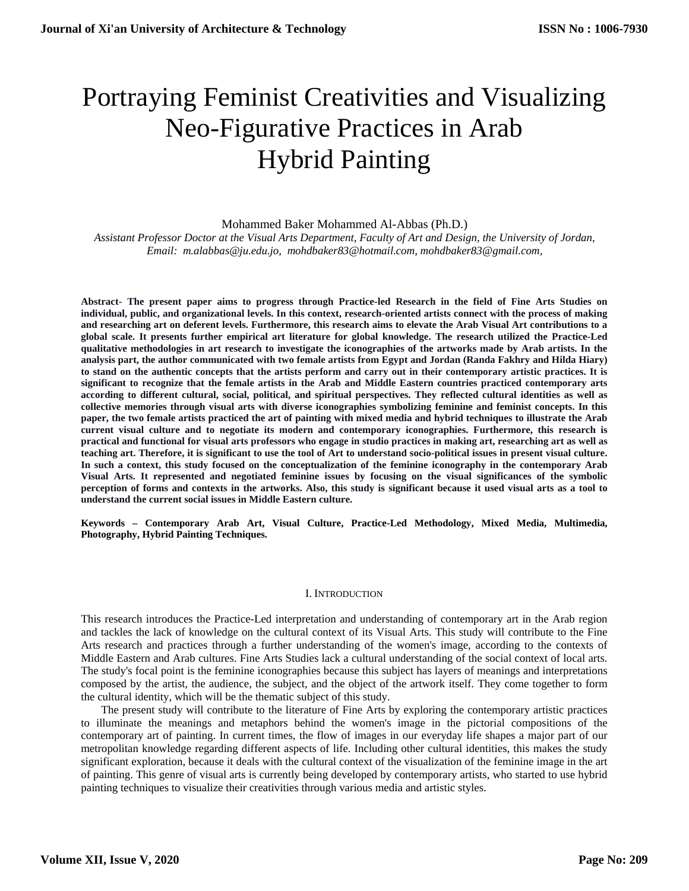# Portraying Feminist Creativities and Visualizing Neo-Figurative Practices in Arab Hybrid Painting

Mohammed Baker Mohammed Al-Abbas (Ph.D.)

*Assistant Professor Doctor at the Visual Arts Department, Faculty of Art and Design, the University of Jordan, Email: m.alabbas@ju.edu.jo, mohdbaker83@hotmail.com, mohdbaker83@gmail.com,*

**Abstract- The present paper aims to progress through Practice-led Research in the field of Fine Arts Studies on individual, public, and organizational levels. In this context, research-oriented artists connect with the process of making and researching art on deferent levels. Furthermore, this research aims to elevate the Arab Visual Art contributions to a global scale. It presents further empirical art literature for global knowledge. The research utilized the Practice-Led qualitative methodologies in art research to investigate the iconographies of the artworks made by Arab artists. In the analysis part, the author communicated with two female artists from Egypt and Jordan (Randa Fakhry and Hilda Hiary) to stand on the authentic concepts that the artists perform and carry out in their contemporary artistic practices. It is significant to recognize that the female artists in the Arab and Middle Eastern countries practiced contemporary arts according to different cultural, social, political, and spiritual perspectives. They reflected cultural identities as well as collective memories through visual arts with diverse iconographies symbolizing feminine and feminist concepts. In this paper, the two female artists practiced the art of painting with mixed media and hybrid techniques to illustrate the Arab current visual culture and to negotiate its modern and contemporary iconographies. Furthermore, this research is practical and functional for visual arts professors who engage in studio practices in making art, researching art as well as teaching art. Therefore, it is significant to use the tool of Art to understand socio-political issues in present visual culture. In such a context, this study focused on the conceptualization of the feminine iconography in the contemporary Arab Visual Arts. It represented and negotiated feminine issues by focusing on the visual significances of the symbolic perception of forms and contexts in the artworks. Also, this study is significant because it used visual arts as a tool to understand the current social issues in Middle Eastern culture.**

**Keywords – Contemporary Arab Art, Visual Culture, Practice-Led Methodology, Mixed Media, Multimedia, Photography, Hybrid Painting Techniques.**

## I. Introduction

This research introduces the Practice-Led interpretation and understanding of contemporary art in the Arab region and tackles the lack of knowledge on the cultural context of its Visual Arts. This study will contribute to the Fine Arts research and practices through a further understanding of the women's image, according to the contexts of Middle Eastern and Arab cultures. Fine Arts Studies lack a cultural understanding of the social context of local arts. The study's focal point is the feminine iconographies because this subject has layers of meanings and interpretations composed by the artist, the audience, the subject, and the object of the artwork itself. They come together to form the cultural identity, which will be the thematic subject of this study.

The present study will contribute to the literature of Fine Arts by exploring the contemporary artistic practices to illuminate the meanings and metaphors behind the women's image in the pictorial compositions of the contemporary art of painting. In current times, the flow of images in our everyday life shapes a major part of our metropolitan knowledge regarding different aspects of life. Including other cultural identities, this makes the study significant exploration, because it deals with the cultural context of the visualization of the feminine image in the art of painting. This genre of visual arts is currently being developed by contemporary artists, who started to use hybrid painting techniques to visualize their creativities through various media and artistic styles.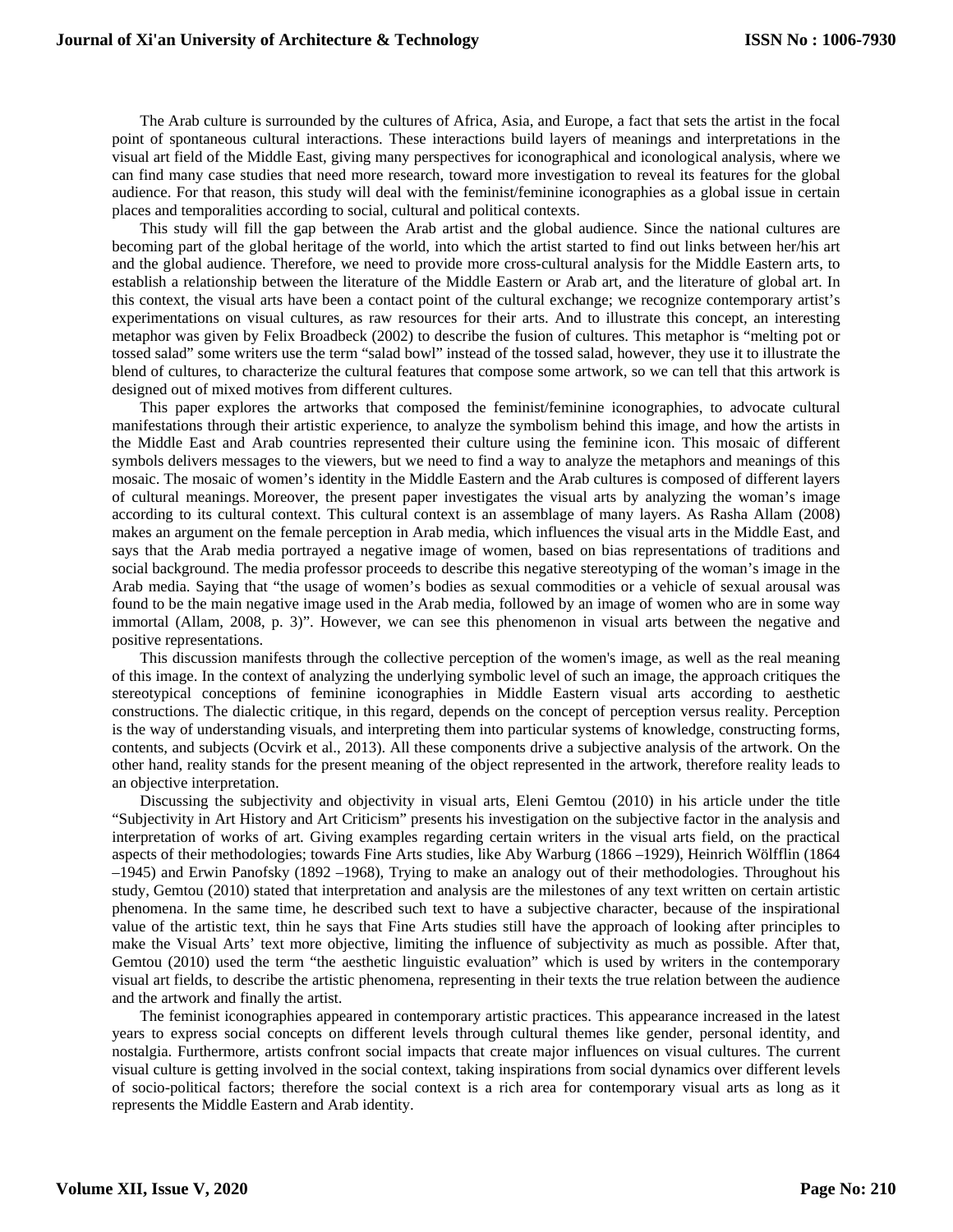The Arab culture is surrounded by the cultures of Africa, Asia, and Europe, a fact that sets the artist in the focal point of spontaneous cultural interactions. These interactions build layers of meanings and interpretations in the visual art field of the Middle East, giving many perspectives for iconographical and iconological analysis, where we can find many case studies that need more research, toward more investigation to reveal its features for the global audience. For that reason, this study will deal with the feminist/feminine iconographies as a global issue in certain places and temporalities according to social, cultural and political contexts.

This study will fill the gap between the Arab artist and the global audience. Since the national cultures are becoming part of the global heritage of the world, into which the artist started to find out links between her/his art and the global audience. Therefore, we need to provide more cross-cultural analysis for the Middle Eastern arts, to establish a relationship between the literature of the Middle Eastern or Arab art, and the literature of global art. In this context, the visual arts have been a contact point of the cultural exchange; we recognize contemporary artist's experimentations on visual cultures, as raw resources for their arts. And to illustrate this concept, an interesting metaphor was given by Felix Broadbeck (2002) to describe the fusion of cultures. This metaphor is "melting pot or tossed salad" some writers use the term "salad bowl" instead of the tossed salad, however, they use it to illustrate the blend of cultures, to characterize the cultural features that compose some artwork, so we can tell that this artwork is designed out of mixed motives from different cultures.

This paper explores the artworks that composed the feminist/feminine iconographies, to advocate cultural manifestations through their artistic experience, to analyze the symbolism behind this image, and how the artists in the Middle East and Arab countries represented their culture using the feminine icon. This mosaic of different symbols delivers messages to the viewers, but we need to find a way to analyze the metaphors and meanings of this mosaic. The mosaic of women's identity in the Middle Eastern and the Arab cultures is composed of different layers of cultural meanings. Moreover, the present paper investigates the visual arts by analyzing the woman's image according to its cultural context. This cultural context is an assemblage of many layers. As Rasha Allam (2008) makes an argument on the female perception in Arab media, which influences the visual arts in the Middle East, and says that the Arab media portrayed a negative image of women, based on bias representations of traditions and social background. The media professor proceeds to describe this negative stereotyping of the woman's image in the Arab media. Saying that "the usage of women's bodies as sexual commodities or a vehicle of sexual arousal was found to be the main negative image used in the Arab media, followed by an image of women who are in some way immortal (Allam, 2008, p. 3)". However, we can see this phenomenon in visual arts between the negative and positive representations.

This discussion manifests through the collective perception of the women's image, as well as the real meaning of this image. In the context of analyzing the underlying symbolic level of such an image, the approach critiques the stereotypical conceptions of feminine iconographies in Middle Eastern visual arts according to aesthetic constructions. The dialectic critique, in this regard, depends on the concept of perception versus reality. Perception is the way of understanding visuals, and interpreting them into particular systems of knowledge, constructing forms, contents, and subjects (Ocvirk et al., 2013). All these components drive a subjective analysis of the artwork. On the other hand, reality stands for the present meaning of the object represented in the artwork, therefore reality leads to an objective interpretation.

Discussing the subjectivity and objectivity in visual arts, Eleni Gemtou (2010) in his article under the title "Subjectivity in Art History and Art Criticism" presents his investigation on the subjective factor in the analysis and interpretation of works of art. Giving examples regarding certain writers in the visual arts field, on the practical aspects of their methodologies; towards Fine Arts studies, like Aby Warburg (1866 –1929), Heinrich Wölfflin (1864 –1945) and Erwin Panofsky (1892 –1968), Trying to make an analogy out of their methodologies. Throughout his study, Gemtou (2010) stated that interpretation and analysis are the milestones of any text written on certain artistic phenomena. In the same time, he described such text to have a subjective character, because of the inspirational value of the artistic text, thin he says that Fine Arts studies still have the approach of looking after principles to make the Visual Arts' text more objective, limiting the influence of subjectivity as much as possible. After that, Gemtou (2010) used the term "the aesthetic linguistic evaluation" which is used by writers in the contemporary visual art fields, to describe the artistic phenomena, representing in their texts the true relation between the audience and the artwork and finally the artist.

The feminist iconographies appeared in contemporary artistic practices. This appearance increased in the latest years to express social concepts on different levels through cultural themes like gender, personal identity, and nostalgia. Furthermore, artists confront social impacts that create major influences on visual cultures. The current visual culture is getting involved in the social context, taking inspirations from social dynamics over different levels of socio-political factors; therefore the social context is a rich area for contemporary visual arts as long as it represents the Middle Eastern and Arab identity.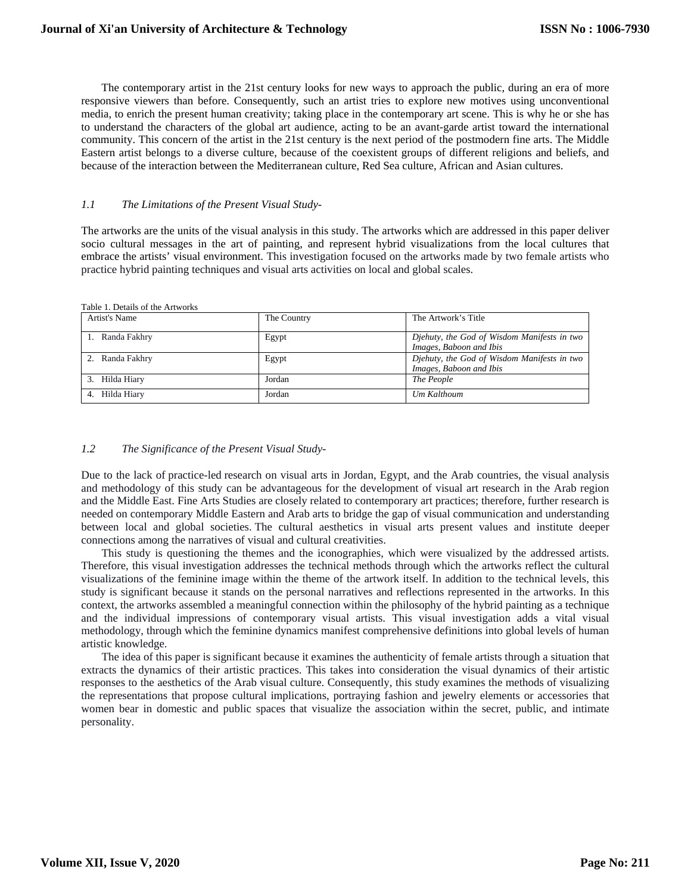The contemporary artist in the 21st century looks for new ways to approach the public, during an era of more responsive viewers than before. Consequently, such an artist tries to explore new motives using unconventional media, to enrich the present human creativity; taking place in the contemporary art scene. This is why he or she has to understand the characters of the global art audience, acting to be an avant-garde artist toward the international community. This concern of the artist in the 21st century is the next period of the postmodern fine arts. The Middle Eastern artist belongs to a diverse culture, because of the coexistent groups of different religions and beliefs, and because of the interaction between the Mediterranean culture, Red Sea culture, African and Asian cultures.

### *1.1 The Limitations of the Present Visual Study-*

The artworks are the units of the visual analysis in this study. The artworks which are addressed in this paper deliver socio cultural messages in the art of painting, and represent hybrid visualizations from the local cultures that embrace the artists' visual environment. This investigation focused on the artworks made by two female artists who practice hybrid painting techniques and visual arts activities on local and global scales.

Table 1. Details of the Artworks

| Artist's Name | The Country | The Artwork's Title |
|---|---|---|
| 1. Randa Fakhry | Egypt | *Djehuty, the God of Wisdom Manifests in two Images, Baboon and Ibis* |
| 2. Randa Fakhry | Egypt | *Djehuty, the God of Wisdom Manifests in two Images, Baboon and Ibis* |
| 3. Hilda Hiary | Jordan | *The People* |
| 4. Hilda Hiary | Jordan | *Um Kalthoum* |

### *1.2 The Significance of the Present Visual Study-*

Due to the lack of practice-led research on visual arts in Jordan, Egypt, and the Arab countries, the visual analysis and methodology of this study can be advantageous for the development of visual art research in the Arab region and the Middle East. Fine Arts Studies are closely related to contemporary art practices; therefore, further research is needed on contemporary Middle Eastern and Arab arts to bridge the gap of visual communication and understanding between local and global societies. The cultural aesthetics in visual arts present values and institute deeper connections among the narratives of visual and cultural creativities.

This study is questioning the themes and the iconographies, which were visualized by the addressed artists. Therefore, this visual investigation addresses the technical methods through which the artworks reflect the cultural visualizations of the feminine image within the theme of the artwork itself. In addition to the technical levels, this study is significant because it stands on the personal narratives and reflections represented in the artworks. In this context, the artworks assembled a meaningful connection within the philosophy of the hybrid painting as a technique and the individual impressions of contemporary visual artists. This visual investigation adds a vital visual methodology, through which the feminine dynamics manifest comprehensive definitions into global levels of human artistic knowledge.

The idea of this paper is significant because it examines the authenticity of female artists through a situation that extracts the dynamics of their artistic practices. This takes into consideration the visual dynamics of their artistic responses to the aesthetics of the Arab visual culture. Consequently, this study examines the methods of visualizing the representations that propose cultural implications, portraying fashion and jewelry elements or accessories that women bear in domestic and public spaces that visualize the association within the secret, public, and intimate personality.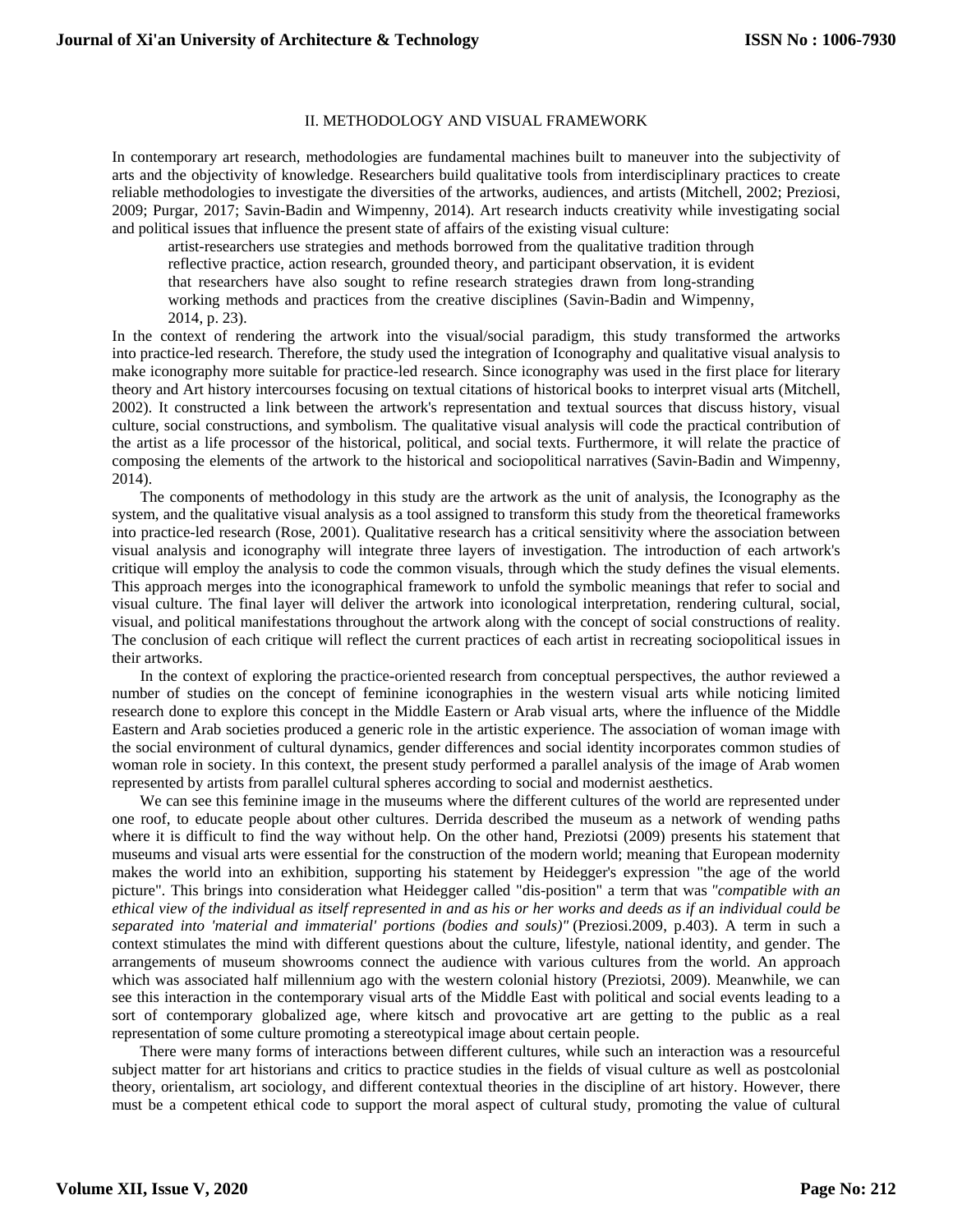## II. METHODOLOGY AND VISUAL FRAMEWORK

In contemporary art research, methodologies are fundamental machines built to maneuver into the subjectivity of arts and the objectivity of knowledge. Researchers build qualitative tools from interdisciplinary practices to create reliable methodologies to investigate the diversities of the artworks, audiences, and artists (Mitchell, 2002; Preziosi, 2009; Purgar, 2017; Savin-Badin and Wimpenny, 2014). Art research inducts creativity while investigating social and political issues that influence the present state of affairs of the existing visual culture:

> artist-researchers use strategies and methods borrowed from the qualitative tradition through reflective practice, action research, grounded theory, and participant observation, it is evident that researchers have also sought to refine research strategies drawn from long-stranding working methods and practices from the creative disciplines (Savin-Badin and Wimpenny, 2014, p. 23).

In the context of rendering the artwork into the visual/social paradigm, this study transformed the artworks into practice-led research. Therefore, the study used the integration of Iconography and qualitative visual analysis to make iconography more suitable for practice-led research. Since iconography was used in the first place for literary theory and Art history intercourses focusing on textual citations of historical books to interpret visual arts (Mitchell, 2002). It constructed a link between the artwork's representation and textual sources that discuss history, visual culture, social constructions, and symbolism. The qualitative visual analysis will code the practical contribution of the artist as a life processor of the historical, political, and social texts. Furthermore, it will relate the practice of composing the elements of the artwork to the historical and sociopolitical narratives (Savin-Badin and Wimpenny, 2014).

The components of methodology in this study are the artwork as the unit of analysis, the Iconography as the system, and the qualitative visual analysis as a tool assigned to transform this study from the theoretical frameworks into practice-led research (Rose, 2001). Qualitative research has a critical sensitivity where the association between visual analysis and iconography will integrate three layers of investigation. The introduction of each artwork's critique will employ the analysis to code the common visuals, through which the study defines the visual elements. This approach merges into the iconographical framework to unfold the symbolic meanings that refer to social and visual culture. The final layer will deliver the artwork into iconological interpretation, rendering cultural, social, visual, and political manifestations throughout the artwork along with the concept of social constructions of reality. The conclusion of each critique will reflect the current practices of each artist in recreating sociopolitical issues in their artworks.

In the context of exploring the practice-oriented research from conceptual perspectives, the author reviewed a number of studies on the concept of feminine iconographies in the western visual arts while noticing limited research done to explore this concept in the Middle Eastern or Arab visual arts, where the influence of the Middle Eastern and Arab societies produced a generic role in the artistic experience. The association of woman image with the social environment of cultural dynamics, gender differences and social identity incorporates common studies of woman role in society. In this context, the present study performed a parallel analysis of the image of Arab women represented by artists from parallel cultural spheres according to social and modernist aesthetics.

We can see this feminine image in the museums where the different cultures of the world are represented under one roof, to educate people about other cultures. Derrida described the museum as a network of wending paths where it is difficult to find the way without help. On the other hand, Preziotsi (2009) presents his statement that museums and visual arts were essential for the construction of the modern world; meaning that European modernity makes the world into an exhibition, supporting his statement by Heidegger's expression "the age of the world picture". This brings into consideration what Heidegger called "dis-position" a term that was *"compatible with an ethical view of the individual as itself represented in and as his or her works and deeds as if an individual could be separated into 'material and immaterial' portions (bodies and souls)"* (Preziosi.2009, p.403). A term in such a context stimulates the mind with different questions about the culture, lifestyle, national identity, and gender. The arrangements of museum showrooms connect the audience with various cultures from the world. An approach which was associated half millennium ago with the western colonial history (Preziotsi, 2009). Meanwhile, we can see this interaction in the contemporary visual arts of the Middle East with political and social events leading to a sort of contemporary globalized age, where kitsch and provocative art are getting to the public as a real representation of some culture promoting a stereotypical image about certain people.

There were many forms of interactions between different cultures, while such an interaction was a resourceful subject matter for art historians and critics to practice studies in the fields of visual culture as well as postcolonial theory, orientalism, art sociology, and different contextual theories in the discipline of art history. However, there must be a competent ethical code to support the moral aspect of cultural study, promoting the value of cultural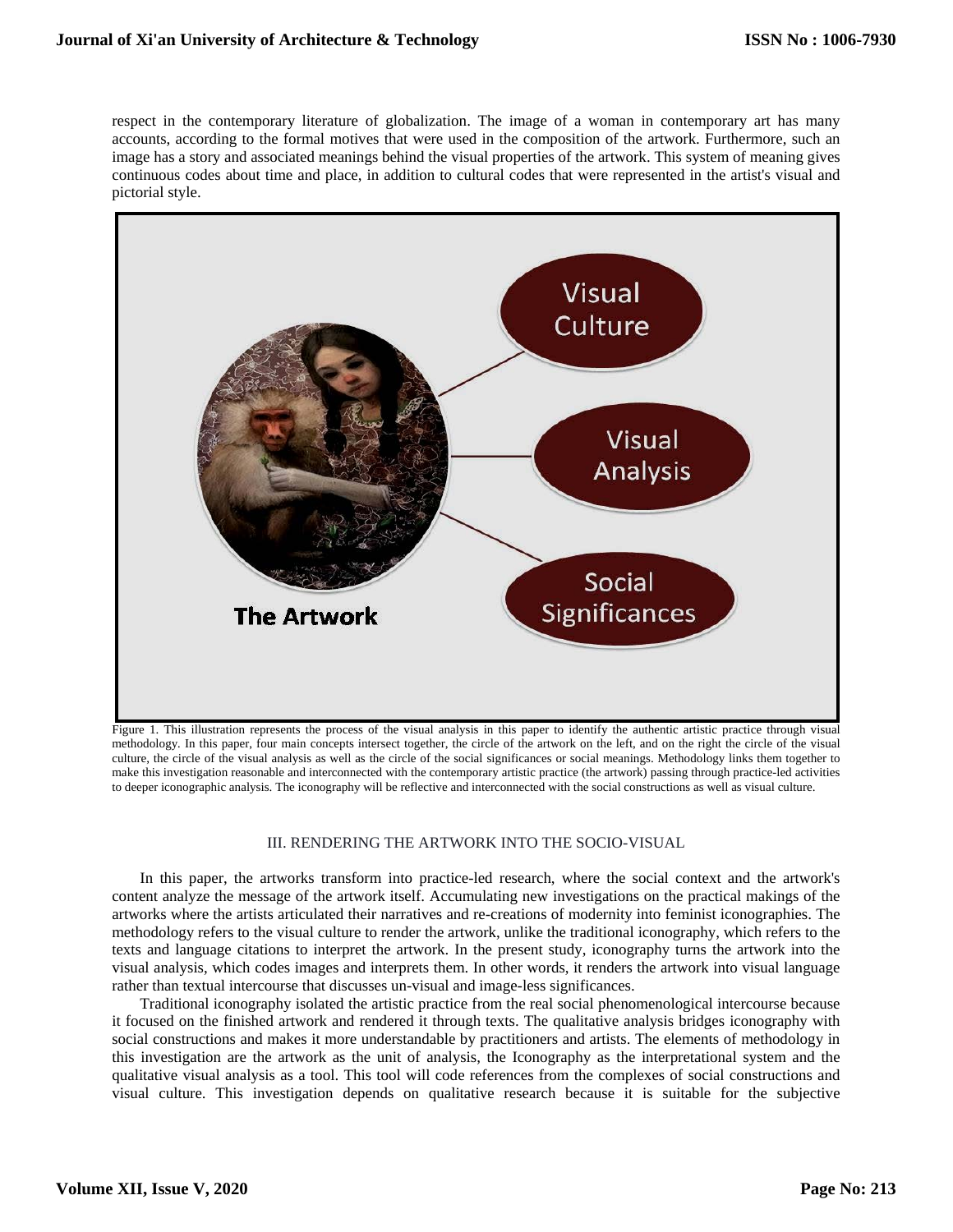respect in the contemporary literature of globalization. The image of a woman in contemporary art has many accounts, according to the formal motives that were used in the composition of the artwork. Furthermore, such an image has a story and associated meanings behind the visual properties of the artwork. This system of meaning gives continuous codes about time and place, in addition to cultural codes that were represented in the artist's visual and pictorial style.

Figure 1. This illustration represents the process of the visual analysis in this paper to identify the authentic artistic practice through visual methodology. In this paper, four main concepts intersect together, the circle of the artwork on the left, and on the right the circle of the visual culture, the circle of the visual analysis as well as the circle of the social significances or social meanings. Methodology links them together to make this investigation reasonable and interconnected with the contemporary artistic practice (the artwork) passing through practice-led activities to deeper iconographic analysis. The iconography will be reflective and interconnected with the social constructions as well as visual culture.

## III. RENDERING THE ARTWORK INTO THE SOCIO-VISUAL

In this paper, the artworks transform into practice-led research, where the social context and the artwork's content analyze the message of the artwork itself. Accumulating new investigations on the practical makings of the artworks where the artists articulated their narratives and re-creations of modernity into feminist iconographies. The methodology refers to the visual culture to render the artwork, unlike the traditional iconography, which refers to the texts and language citations to interpret the artwork. In the present study, iconography turns the artwork into the visual analysis, which codes images and interprets them. In other words, it renders the artwork into visual language rather than textual intercourse that discusses un-visual and image-less significances.

Traditional iconography isolated the artistic practice from the real social phenomenological intercourse because it focused on the finished artwork and rendered it through texts. The qualitative analysis bridges iconography with social constructions and makes it more understandable by practitioners and artists. The elements of methodology in this investigation are the artwork as the unit of analysis, the Iconography as the interpretational system and the qualitative visual analysis as a tool. This tool will code references from the complexes of social constructions and visual culture. This investigation depends on qualitative research because it is suitable for the subjective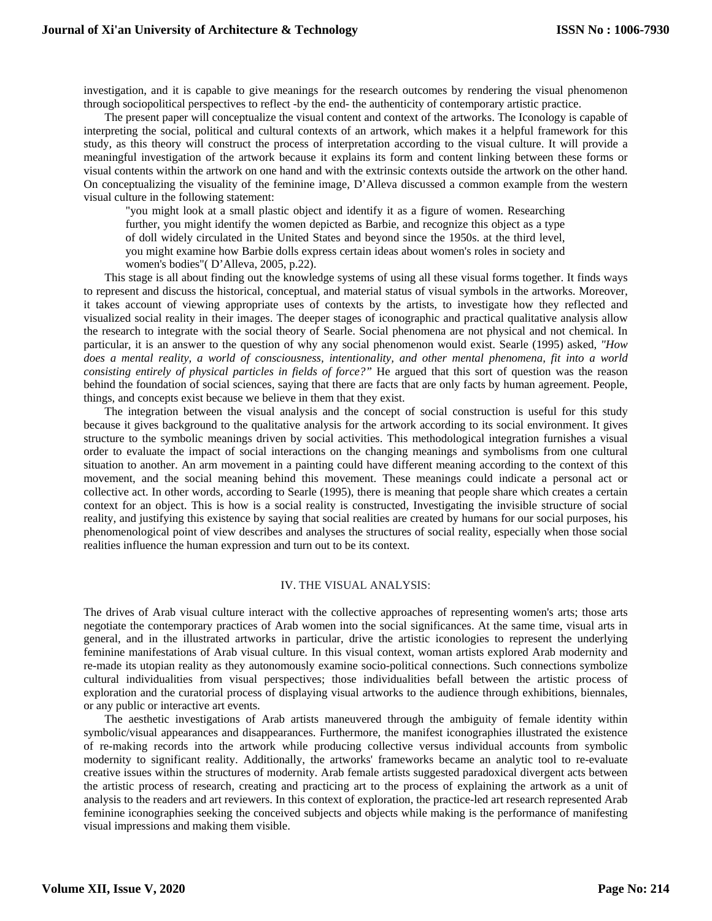investigation, and it is capable to give meanings for the research outcomes by rendering the visual phenomenon through sociopolitical perspectives to reflect -by the end- the authenticity of contemporary artistic practice.

The present paper will conceptualize the visual content and context of the artworks. The Iconology is capable of interpreting the social, political and cultural contexts of an artwork, which makes it a helpful framework for this study, as this theory will construct the process of interpretation according to the visual culture. It will provide a meaningful investigation of the artwork because it explains its form and content linking between these forms or visual contents within the artwork on one hand and with the extrinsic contexts outside the artwork on the other hand. On conceptualizing the visuality of the feminine image, D'Alleva discussed a common example from the western visual culture in the following statement:

> "you might look at a small plastic object and identify it as a figure of women. Researching further, you might identify the women depicted as Barbie, and recognize this object as a type of doll widely circulated in the United States and beyond since the 1950s. at the third level, you might examine how Barbie dolls express certain ideas about women's roles in society and women's bodies"( D'Alleva, 2005, p.22).

This stage is all about finding out the knowledge systems of using all these visual forms together. It finds ways to represent and discuss the historical, conceptual, and material status of visual symbols in the artworks. Moreover, it takes account of viewing appropriate uses of contexts by the artists, to investigate how they reflected and visualized social reality in their images. The deeper stages of iconographic and practical qualitative analysis allow the research to integrate with the social theory of Searle. Social phenomena are not physical and not chemical. In particular, it is an answer to the question of why any social phenomenon would exist. Searle (1995) asked, *"How does a mental reality, a world of consciousness, intentionality, and other mental phenomena, fit into a world consisting entirely of physical particles in fields of force?"* He argued that this sort of question was the reason behind the foundation of social sciences, saying that there are facts that are only facts by human agreement. People, things, and concepts exist because we believe in them that they exist.

The integration between the visual analysis and the concept of social construction is useful for this study because it gives background to the qualitative analysis for the artwork according to its social environment. It gives structure to the symbolic meanings driven by social activities. This methodological integration furnishes a visual order to evaluate the impact of social interactions on the changing meanings and symbolisms from one cultural situation to another. An arm movement in a painting could have different meaning according to the context of this movement, and the social meaning behind this movement. These meanings could indicate a personal act or collective act. In other words, according to Searle (1995), there is meaning that people share which creates a certain context for an object. This is how is a social reality is constructed, Investigating the invisible structure of social reality, and justifying this existence by saying that social realities are created by humans for our social purposes, his phenomenological point of view describes and analyses the structures of social reality, especially when those social realities influence the human expression and turn out to be its context.

## IV. THE VISUAL ANALYSIS:

The drives of Arab visual culture interact with the collective approaches of representing women's arts; those arts negotiate the contemporary practices of Arab women into the social significances. At the same time, visual arts in general, and in the illustrated artworks in particular, drive the artistic iconologies to represent the underlying feminine manifestations of Arab visual culture. In this visual context, woman artists explored Arab modernity and re-made its utopian reality as they autonomously examine socio-political connections. Such connections symbolize cultural individualities from visual perspectives; those individualities befall between the artistic process of exploration and the curatorial process of displaying visual artworks to the audience through exhibitions, biennales, or any public or interactive art events.

The aesthetic investigations of Arab artists maneuvered through the ambiguity of female identity within symbolic/visual appearances and disappearances. Furthermore, the manifest iconographies illustrated the existence of re-making records into the artwork while producing collective versus individual accounts from symbolic modernity to significant reality. Additionally, the artworks' frameworks became an analytic tool to re-evaluate creative issues within the structures of modernity. Arab female artists suggested paradoxical divergent acts between the artistic process of research, creating and practicing art to the process of explaining the artwork as a unit of analysis to the readers and art reviewers. In this context of exploration, the practice-led art research represented Arab feminine iconographies seeking the conceived subjects and objects while making is the performance of manifesting visual impressions and making them visible.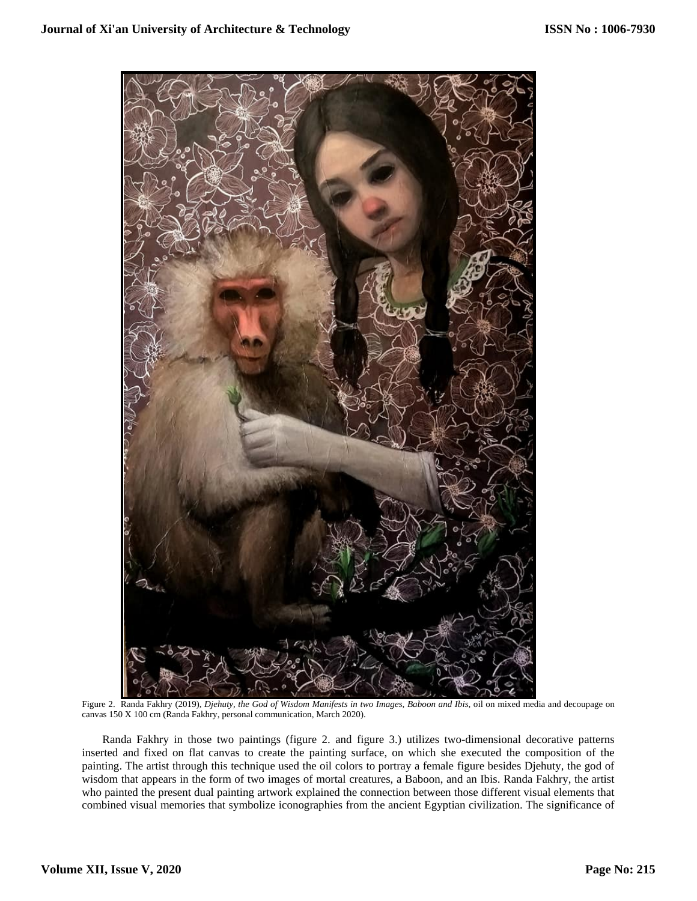Figure 2. Randa Fakhry (2019), *Djehuty, the God of Wisdom Manifests in two Images, Baboon and Ibis*, oil on mixed media and decoupage on canvas 150 X 100 cm (Randa Fakhry, personal communication, March 2020).

Randa Fakhry in those two paintings (figure 2. and figure 3.) utilizes two-dimensional decorative patterns inserted and fixed on flat canvas to create the painting surface, on which she executed the composition of the painting. The artist through this technique used the oil colors to portray a female figure besides Djehuty, the god of wisdom that appears in the form of two images of mortal creatures, a Baboon, and an Ibis. Randa Fakhry, the artist who painted the present dual painting artwork explained the connection between those different visual elements that combined visual memories that symbolize iconographies from the ancient Egyptian civilization. The significance of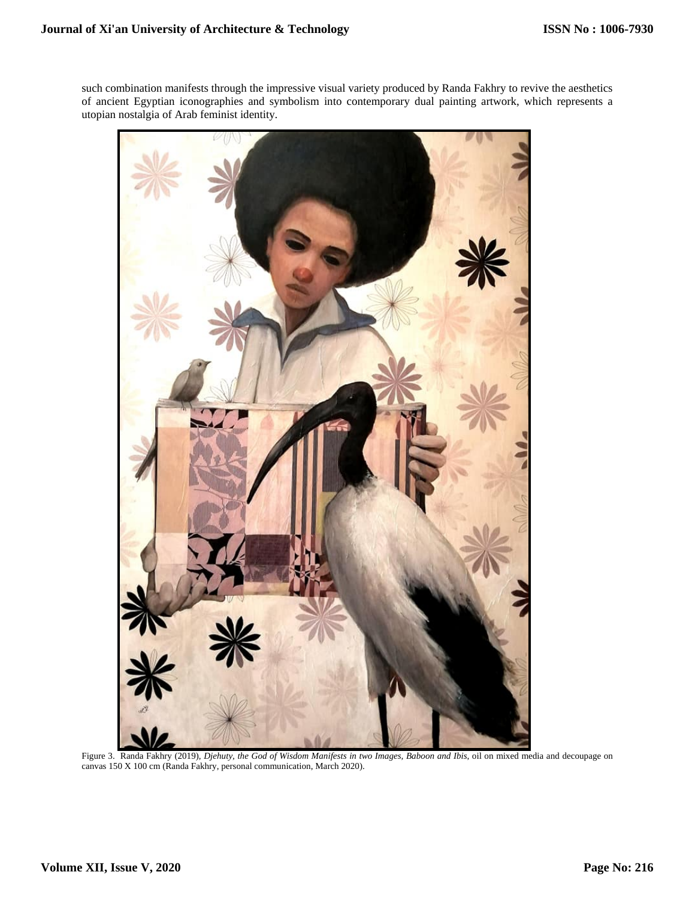such combination manifests through the impressive visual variety produced by Randa Fakhry to revive the aesthetics of ancient Egyptian iconographies and symbolism into contemporary dual painting artwork, which represents a utopian nostalgia of Arab feminist identity.

Figure 3. Randa Fakhry (2019), *Djehuty, the God of Wisdom Manifests in two Images, Baboon and Ibis*, oil on mixed media and decoupage on canvas 150 X 100 cm (Randa Fakhry, personal communication, March 2020).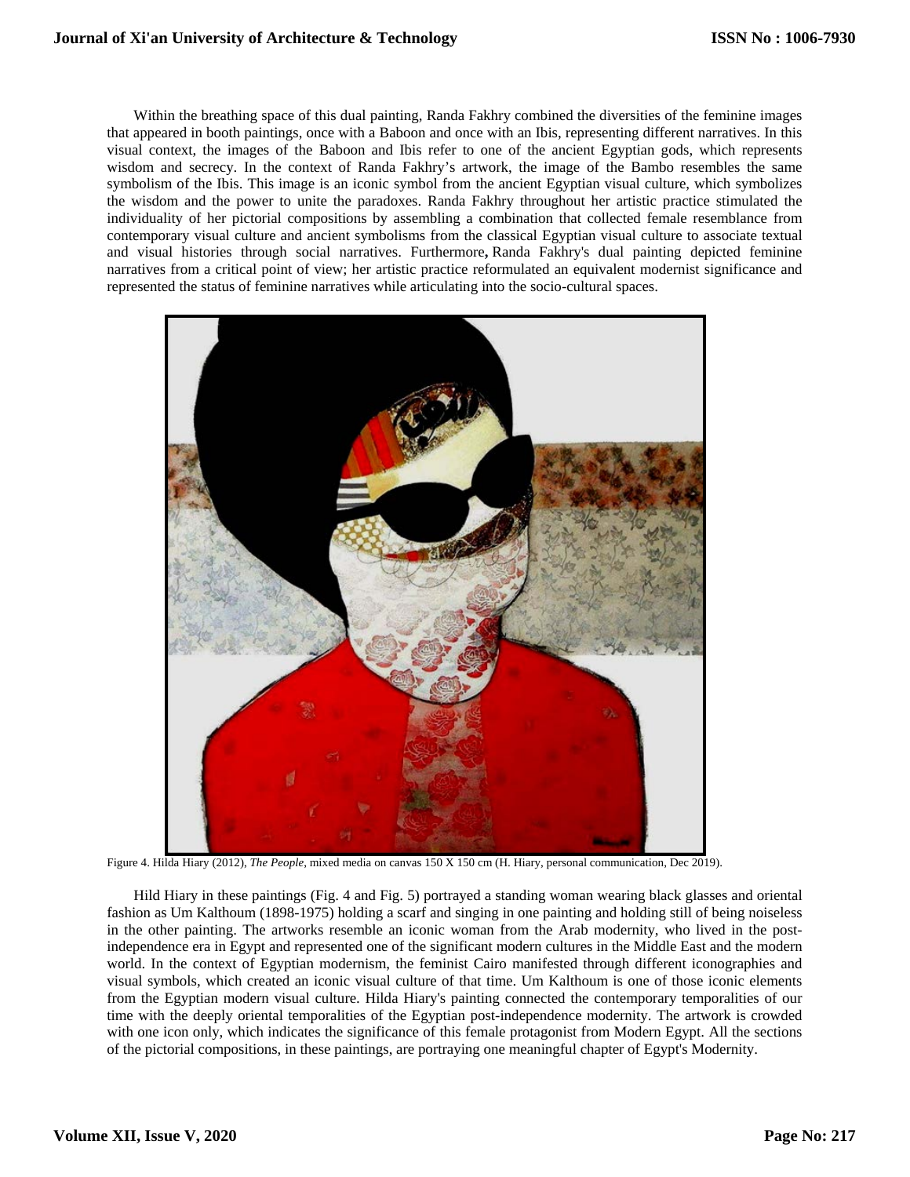Within the breathing space of this dual painting, Randa Fakhry combined the diversities of the feminine images that appeared in booth paintings, once with a Baboon and once with an Ibis, representing different narratives. In this visual context, the images of the Baboon and Ibis refer to one of the ancient Egyptian gods, which represents wisdom and secrecy. In the context of Randa Fakhry's artwork, the image of the Bambo resembles the same symbolism of the Ibis. This image is an iconic symbol from the ancient Egyptian visual culture, which symbolizes the wisdom and the power to unite the paradoxes. Randa Fakhry throughout her artistic practice stimulated the individuality of her pictorial compositions by assembling a combination that collected female resemblance from contemporary visual culture and ancient symbolisms from the classical Egyptian visual culture to associate textual and visual histories through social narratives. Furthermore, Randa Fakhry's dual painting depicted feminine narratives from a critical point of view; her artistic practice reformulated an equivalent modernist significance and represented the status of feminine narratives while articulating into the socio-cultural spaces.

Figure 4. Hilda Hiary (2012), *The People*, mixed media on canvas 150 X 150 cm (H. Hiary, personal communication, Dec 2019).

Hild Hiary in these paintings (Fig. 4 and Fig. 5) portrayed a standing woman wearing black glasses and oriental fashion as Um Kalthoum (1898-1975) holding a scarf and singing in one painting and holding still of being noiseless in the other painting. The artworks resemble an iconic woman from the Arab modernity, who lived in the post-independence era in Egypt and represented one of the significant modern cultures in the Middle East and the modern world. In the context of Egyptian modernism, the feminist Cairo manifested through different iconographies and visual symbols, which created an iconic visual culture of that time. Um Kalthoum is one of those iconic elements from the Egyptian modern visual culture. Hilda Hiary's painting connected the contemporary temporalities of our time with the deeply oriental temporalities of the Egyptian post-independence modernity. The artwork is crowded with one icon only, which indicates the significance of this female protagonist from Modern Egypt. All the sections of the pictorial compositions, in these paintings, are portraying one meaningful chapter of Egypt's Modernity.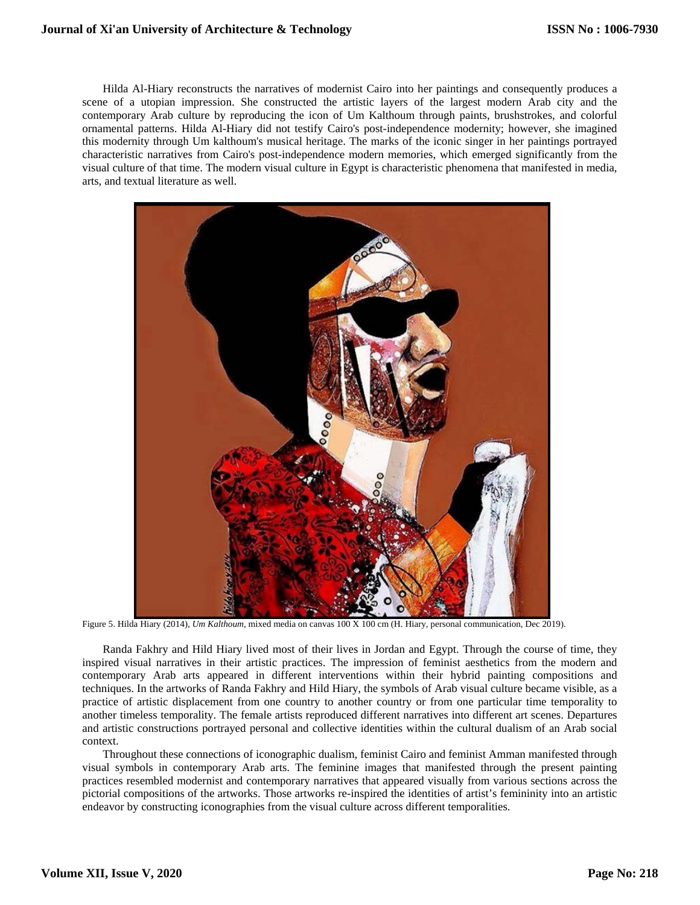Hilda Al-Hiary reconstructs the narratives of modernist Cairo into her paintings and consequently produces a scene of a utopian impression. She constructed the artistic layers of the largest modern Arab city and the contemporary Arab culture by reproducing the icon of Um Kalthoum through paints, brushstrokes, and colorful ornamental patterns. Hilda Al-Hiary did not testify Cairo's post-independence modernity; however, she imagined this modernity through Um kalthoum's musical heritage. The marks of the iconic singer in her paintings portrayed characteristic narratives from Cairo's post-independence modern memories, which emerged significantly from the visual culture of that time. The modern visual culture in Egypt is characteristic phenomena that manifested in media, arts, and textual literature as well.

Figure 5. Hilda Hiary (2014), *Um Kalthoum*, mixed media on canvas 100 X 100 cm (H. Hiary, personal communication, Dec 2019).

Randa Fakhry and Hild Hiary lived most of their lives in Jordan and Egypt. Through the course of time, they inspired visual narratives in their artistic practices. The impression of feminist aesthetics from the modern and contemporary Arab arts appeared in different interventions within their hybrid painting compositions and techniques. In the artworks of Randa Fakhry and Hild Hiary, the symbols of Arab visual culture became visible, as a practice of artistic displacement from one country to another country or from one particular time temporality to another timeless temporality. The female artists reproduced different narratives into different art scenes. Departures and artistic constructions portrayed personal and collective identities within the cultural dualism of an Arab social context.

Throughout these connections of iconographic dualism, feminist Cairo and feminist Amman manifested through visual symbols in contemporary Arab arts. The feminine images that manifested through the present painting practices resembled modernist and contemporary narratives that appeared visually from various sections across the pictorial compositions of the artworks. Those artworks re-inspired the identities of artist's femininity into an artistic endeavor by constructing iconographies from the visual culture across different temporalities.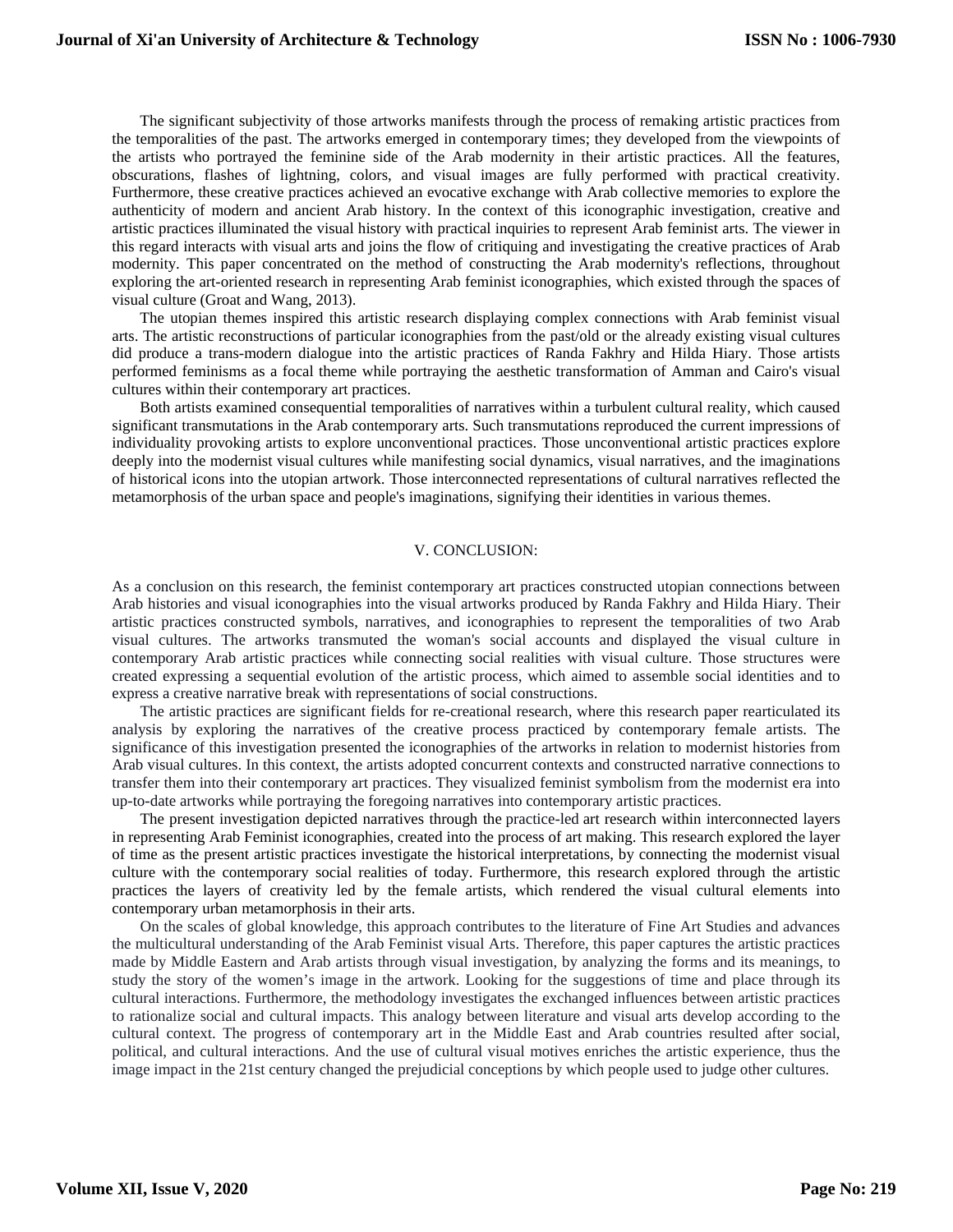The significant subjectivity of those artworks manifests through the process of remaking artistic practices from the temporalities of the past. The artworks emerged in contemporary times; they developed from the viewpoints of the artists who portrayed the feminine side of the Arab modernity in their artistic practices. All the features, obscurations, flashes of lightning, colors, and visual images are fully performed with practical creativity. Furthermore, these creative practices achieved an evocative exchange with Arab collective memories to explore the authenticity of modern and ancient Arab history. In the context of this iconographic investigation, creative and artistic practices illuminated the visual history with practical inquiries to represent Arab feminist arts. The viewer in this regard interacts with visual arts and joins the flow of critiquing and investigating the creative practices of Arab modernity. This paper concentrated on the method of constructing the Arab modernity's reflections, throughout exploring the art-oriented research in representing Arab feminist iconographies, which existed through the spaces of visual culture (Groat and Wang, 2013).

The utopian themes inspired this artistic research displaying complex connections with Arab feminist visual arts. The artistic reconstructions of particular iconographies from the past/old or the already existing visual cultures did produce a trans-modern dialogue into the artistic practices of Randa Fakhry and Hilda Hiary. Those artists performed feminisms as a focal theme while portraying the aesthetic transformation of Amman and Cairo's visual cultures within their contemporary art practices.

Both artists examined consequential temporalities of narratives within a turbulent cultural reality, which caused significant transmutations in the Arab contemporary arts. Such transmutations reproduced the current impressions of individuality provoking artists to explore unconventional practices. Those unconventional artistic practices explore deeply into the modernist visual cultures while manifesting social dynamics, visual narratives, and the imaginations of historical icons into the utopian artwork. Those interconnected representations of cultural narratives reflected the metamorphosis of the urban space and people's imaginations, signifying their identities in various themes.

## V. CONCLUSION:

As a conclusion on this research, the feminist contemporary art practices constructed utopian connections between Arab histories and visual iconographies into the visual artworks produced by Randa Fakhry and Hilda Hiary. Their artistic practices constructed symbols, narratives, and iconographies to represent the temporalities of two Arab visual cultures. The artworks transmuted the woman's social accounts and displayed the visual culture in contemporary Arab artistic practices while connecting social realities with visual culture. Those structures were created expressing a sequential evolution of the artistic process, which aimed to assemble social identities and to express a creative narrative break with representations of social constructions.

The artistic practices are significant fields for re-creational research, where this research paper rearticulated its analysis by exploring the narratives of the creative process practiced by contemporary female artists. The significance of this investigation presented the iconographies of the artworks in relation to modernist histories from Arab visual cultures. In this context, the artists adopted concurrent contexts and constructed narrative connections to transfer them into their contemporary art practices. They visualized feminist symbolism from the modernist era into up-to-date artworks while portraying the foregoing narratives into contemporary artistic practices.

The present investigation depicted narratives through the practice-led art research within interconnected layers in representing Arab Feminist iconographies, created into the process of art making. This research explored the layer of time as the present artistic practices investigate the historical interpretations, by connecting the modernist visual culture with the contemporary social realities of today. Furthermore, this research explored through the artistic practices the layers of creativity led by the female artists, which rendered the visual cultural elements into contemporary urban metamorphosis in their arts.

On the scales of global knowledge, this approach contributes to the literature of Fine Art Studies and advances the multicultural understanding of the Arab Feminist visual Arts. Therefore, this paper captures the artistic practices made by Middle Eastern and Arab artists through visual investigation, by analyzing the forms and its meanings, to study the story of the women's image in the artwork. Looking for the suggestions of time and place through its cultural interactions. Furthermore, the methodology investigates the exchanged influences between artistic practices to rationalize social and cultural impacts. This analogy between literature and visual arts develop according to the cultural context. The progress of contemporary art in the Middle East and Arab countries resulted after social, political, and cultural interactions. And the use of cultural visual motives enriches the artistic experience, thus the image impact in the 21st century changed the prejudicial conceptions by which people used to judge other cultures.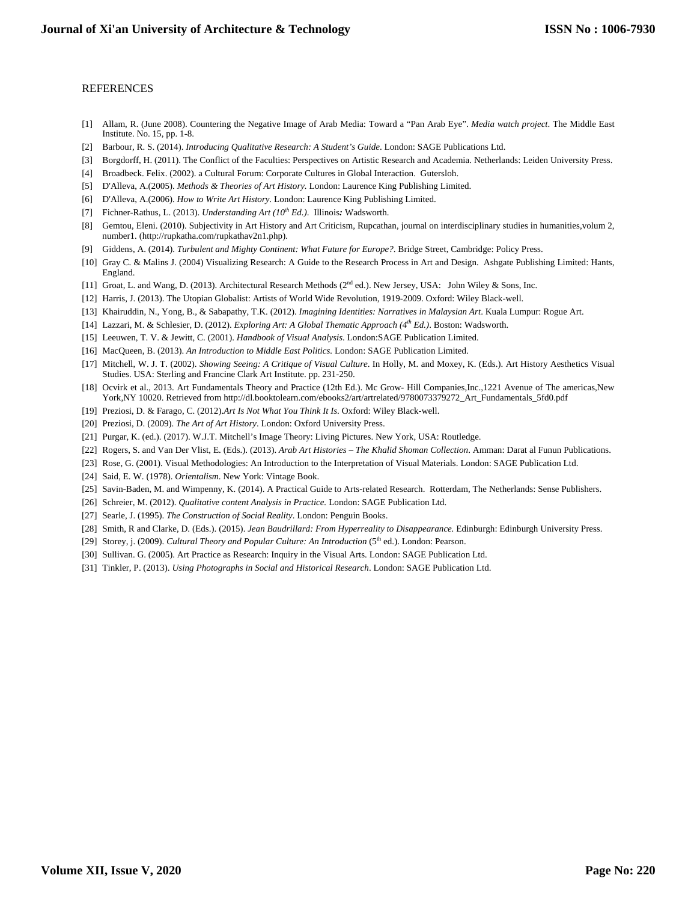REFERENCES

[1] Allam, R. (June 2008). Countering the Negative Image of Arab Media: Toward a "Pan Arab Eye". *Media watch project*. The Middle East Institute. No. 15, pp. 1-8.

[2] Barbour, R. S. (2014). *Introducing Qualitative Research: A Student's Guide*. London: SAGE Publications Ltd.

[3] Borgdorff, H. (2011). The Conflict of the Faculties: Perspectives on Artistic Research and Academia. Netherlands: Leiden University Press.

[4] Broadbeck. Felix. (2002). a Cultural Forum: Corporate Cultures in Global Interaction. Gutersloh.

[5] D'Alleva, A.(2005). *Methods & Theories of Art History*. London: Laurence King Publishing Limited.

[6] D'Alleva, A.(2006). *How to Write Art History*. London: Laurence King Publishing Limited.

[7] Fichner-Rathus, L. (2013). *Understanding Art (10th Ed.)*. Illinois*:* Wadsworth.

[8] Gemtou, Eleni. (2010). Subjectivity in Art History and Art Criticism, Rupcathan, journal on interdisciplinary studies in humanities,volum 2, number1. (http://rupkatha.com/rupkathav2n1.php).

[9] Giddens, A. (2014). *Turbulent and Mighty Continent: What Future for Europe?*. Bridge Street, Cambridge: Policy Press.

[10] Gray C. & Malins J. (2004) Visualizing Research: A Guide to the Research Process in Art and Design. Ashgate Publishing Limited: Hants, England.

[11] Groat, L. and Wang, D. (2013). Architectural Research Methods (2nd ed.). New Jersey, USA: John Wiley & Sons, Inc.

[12] Harris, J. (2013). The Utopian Globalist: Artists of World Wide Revolution, 1919-2009. Oxford: Wiley Black-well.

[13] Khairuddin, N., Yong, B., & Sabapathy, T.K. (2012). *Imagining Identities: Narratives in Malaysian Art*. Kuala Lumpur: Rogue Art.

[14] Lazzari, M. & Schlesier, D. (2012). *Exploring Art: A Global Thematic Approach (4th Ed.)*. Boston: Wadsworth.

[15] Leeuwen, T. V. & Jewitt, C. (2001). *Handbook of Visual Analysis*. London:SAGE Publication Limited.

[16] MacQueen, B. (2013). *An Introduction to Middle East Politics*. London: SAGE Publication Limited.

[17] Mitchell, W. J. T. (2002). *Showing Seeing: A Critique of Visual Culture*. In Holly, M. and Moxey, K. (Eds.). Art History Aesthetics Visual Studies. USA: Sterling and Francine Clark Art Institute. pp. 231-250.

[18] Ocvirk et al., 2013. Art Fundamentals Theory and Practice (12th Ed.). Mc Grow- Hill Companies,Inc.,1221 Avenue of The americas,New York,NY 10020. Retrieved from http://dl.booktolearn.com/ebooks2/art/artrelated/9780073379272_Art_Fundamentals_5fd0.pdf

[19] Preziosi, D. & Farago, C. (2012).*Art Is Not What You Think It Is*. Oxford: Wiley Black-well.

[20] Preziosi, D. (2009). *The Art of Art History*. London: Oxford University Press.

[21] Purgar, K. (ed.). (2017). W.J.T. Mitchell's Image Theory: Living Pictures. New York, USA: Routledge.

[22] Rogers, S. and Van Der Vlist, E. (Eds.). (2013). *Arab Art Histories – The Khalid Shoman Collection*. Amman: Darat al Funun Publications.

[23] Rose, G. (2001). Visual Methodologies: An Introduction to the Interpretation of Visual Materials. London: SAGE Publication Ltd.

[24] Said, E. W. (1978). *Orientalism*. New York: Vintage Book.

[25] Savin-Baden, M. and Wimpenny, K. (2014). A Practical Guide to Arts-related Research. Rotterdam, The Netherlands: Sense Publishers.

[26] Schreier, M. (2012). *Qualitative content Analysis in Practice*. London: SAGE Publication Ltd.

[27] Searle, J. (1995). *The Construction of Social Reality*. London: Penguin Books.

[28] Smith, R and Clarke, D. (Eds.). (2015). *Jean Baudrillard: From Hyperreality to Disappearance*. Edinburgh: Edinburgh University Press.

[29] Storey, j. (2009). *Cultural Theory and Popular Culture: An Introduction* (5th ed.). London: Pearson.

[30] Sullivan. G. (2005). Art Practice as Research: Inquiry in the Visual Arts. London: SAGE Publication Ltd.

[31] Tinkler, P. (2013). *Using Photographs in Social and Historical Research*. London: SAGE Publication Ltd.